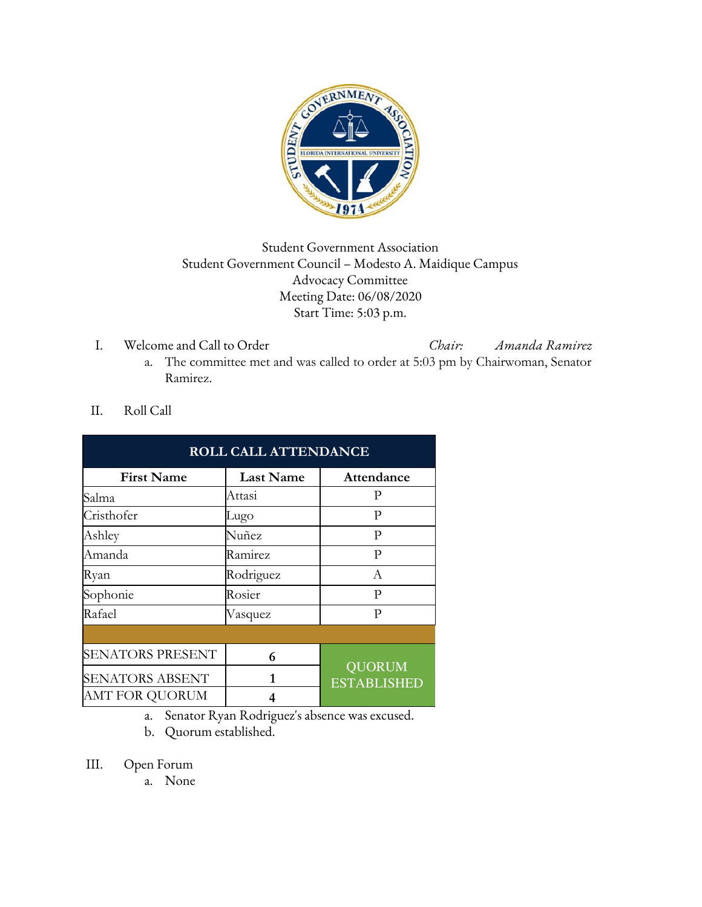Student Government Association
Student Government Council – Modesto A. Maidique Campus
Advocacy Committee
Meeting Date: 06/08/2020
Start Time: 5:03 p.m.

I. Welcome and Call to Order *Chair: Amanda Ramirez*

a. The committee met and was called to order at 5:03 pm by Chairwoman, Senator Ramirez.

II. Roll Call

| ROLL CALL ATTENDANCE | | |
|---|---|---|
| **First Name** | **Last Name** | **Attendance** |
| Salma | Attasi | P |
| Cristhofer | Lugo | P |
| Ashley | Nuñez | P |
| Amanda | Ramirez | P |
| Ryan | Rodriguez | A |
| Sophonie | Rosier | P |
| Rafael | Vasquez | P |
| | | |
| SENATORS PRESENT | 6 | QUORUM ESTABLISHED |
| SENATORS ABSENT | 1 | |
| AMT FOR QUORUM | 4 | |

a. Senator Ryan Rodriguez's absence was excused.
b. Quorum established.

III. Open Forum

a. None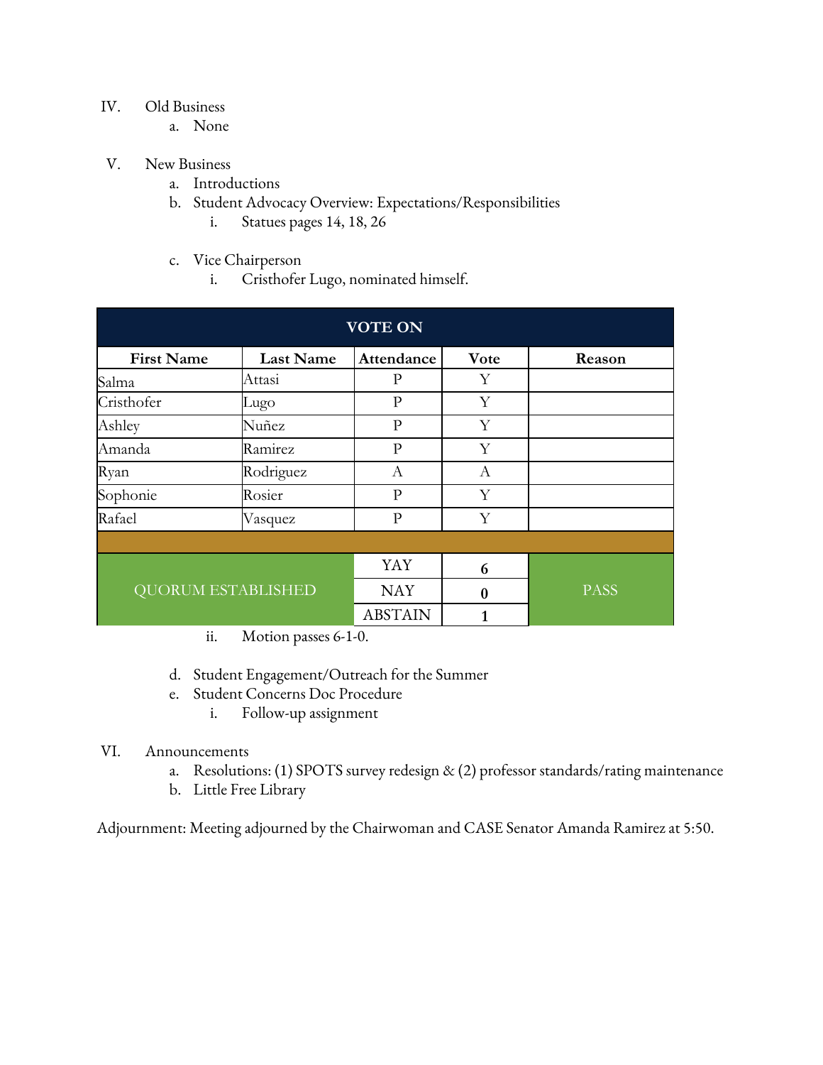IV. Old Business
  a. None

V. New Business
  a. Introductions
  b. Student Advocacy Overview: Expectations/Responsibilities
    i. Statues pages 14, 18, 26

  c. Vice Chairperson
    i. Cristhofer Lugo, nominated himself.

| VOTE ON | | | | |
|---|---|---|---|---|
| **First Name** | **Last Name** | **Attendance** | **Vote** | **Reason** |
| Salma | Attasi | P | Y | |
| Cristhofer | Lugo | P | Y | |
| Ashley | Nuñez | P | Y | |
| Amanda | Ramirez | P | Y | |
| Ryan | Rodriguez | A | A | |
| Sophonie | Rosier | P | Y | |
| Rafael | Vasquez | P | Y | |
| | | | | |
| QUORUM ESTABLISHED | | YAY | 6 | PASS |
| | | NAY | 0 | |
| | | ABSTAIN | 1 | |

    ii. Motion passes 6-1-0.

  d. Student Engagement/Outreach for the Summer
  e. Student Concerns Doc Procedure
    i. Follow-up assignment

VI. Announcements
  a. Resolutions: (1) SPOTS survey redesign & (2) professor standards/rating maintenance
  b. Little Free Library

Adjournment: Meeting adjourned by the Chairwoman and CASE Senator Amanda Ramirez at 5:50.